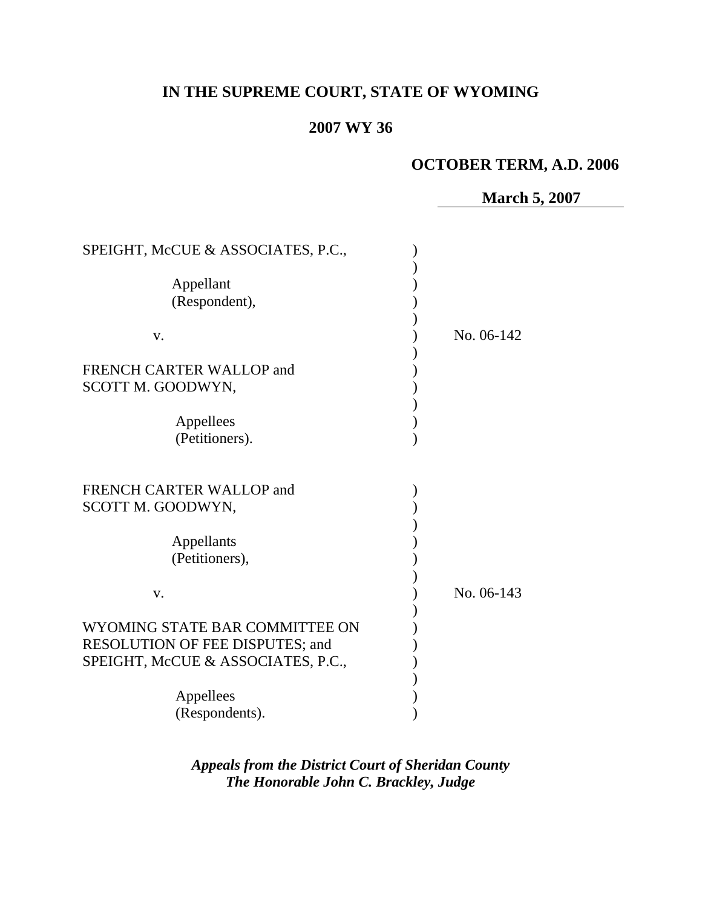# IN THE SUPREME COURT, STATE OF WYOMING

## 2007 WY 36

**OCTOBER TERM, A.D. 2006**

**March 5, 2007**

| | |
|---|---|
| SPEIGHT, McCUE & ASSOCIATES, P.C.,<br><br>Appellant<br>(Respondent),<br><br>v.<br><br>FRENCH CARTER WALLOP and<br>SCOTT M. GOODWYN,<br><br>Appellees<br>(Petitioners). | No. 06-142 |
| FRENCH CARTER WALLOP and<br>SCOTT M. GOODWYN,<br><br>Appellants<br>(Petitioners),<br><br>v.<br><br>WYOMING STATE BAR COMMITTEE ON<br>RESOLUTION OF FEE DISPUTES; and<br>SPEIGHT, McCUE & ASSOCIATES, P.C.,<br><br>Appellees<br>(Respondents). | No. 06-143 |

***Appeals from the District Court of Sheridan County***
***The Honorable John C. Brackley, Judge***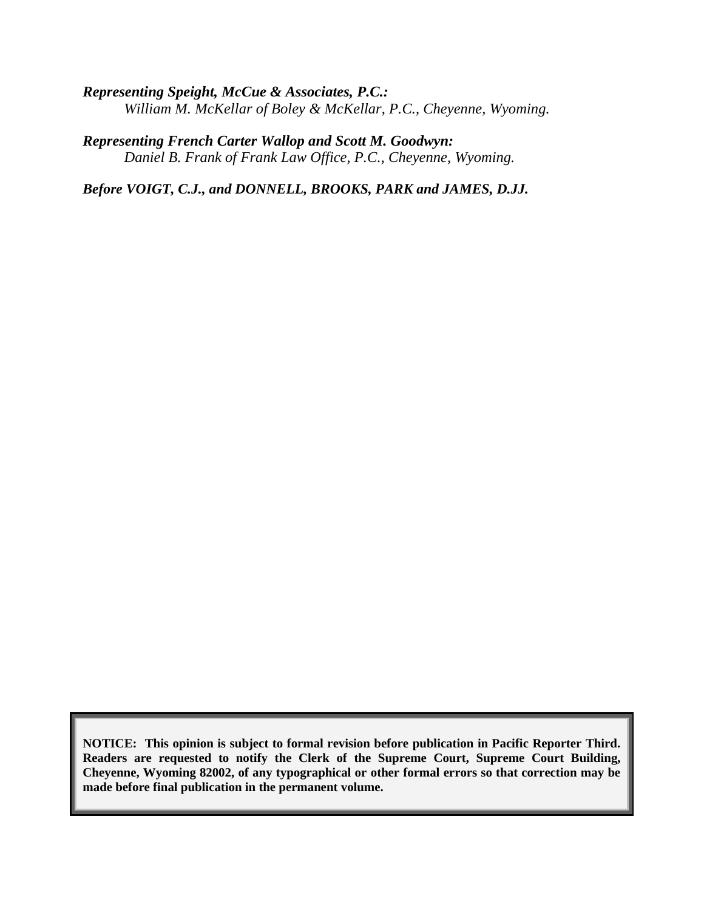***Representing Speight, McCue & Associates, P.C.:***
*William M. McKellar of Boley & McKellar, P.C., Cheyenne, Wyoming.*

***Representing French Carter Wallop and Scott M. Goodwyn:***
*Daniel B. Frank of Frank Law Office, P.C., Cheyenne, Wyoming.*

***Before VOIGT, C.J., and DONNELL, BROOKS, PARK and JAMES, D.JJ.***

**NOTICE: This opinion is subject to formal revision before publication in Pacific Reporter Third. Readers are requested to notify the Clerk of the Supreme Court, Supreme Court Building, Cheyenne, Wyoming 82002, of any typographical or other formal errors so that correction may be made before final publication in the permanent volume.**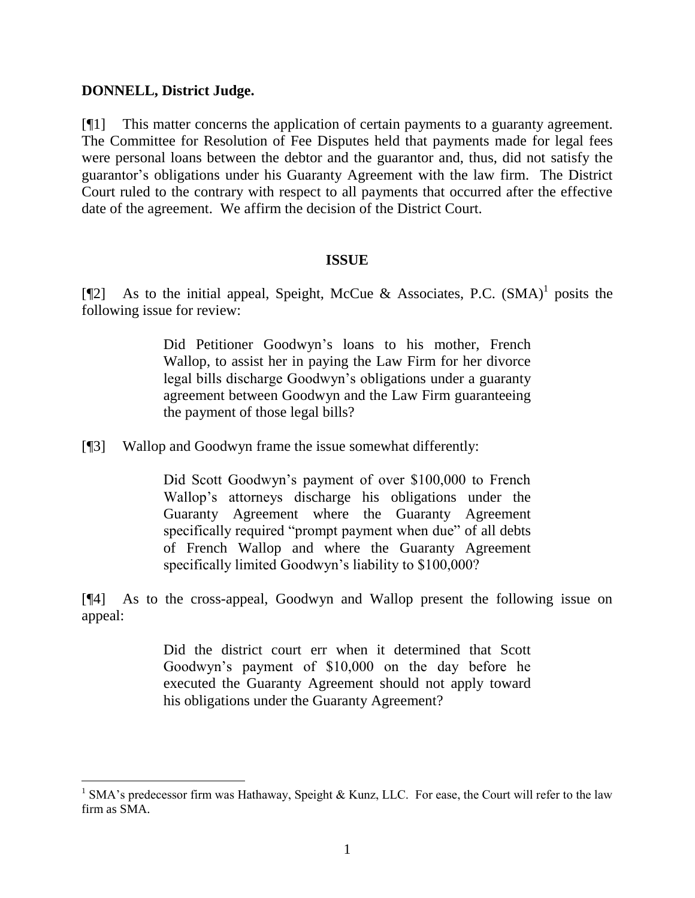**DONNELL, District Judge.**

[¶1] This matter concerns the application of certain payments to a guaranty agreement. The Committee for Resolution of Fee Disputes held that payments made for legal fees were personal loans between the debtor and the guarantor and, thus, did not satisfy the guarantor's obligations under his Guaranty Agreement with the law firm. The District Court ruled to the contrary with respect to all payments that occurred after the effective date of the agreement. We affirm the decision of the District Court.

## ISSUE

[¶2] As to the initial appeal, Speight, McCue & Associates, P.C. (SMA)[1] posits the following issue for review:

> Did Petitioner Goodwyn's loans to his mother, French Wallop, to assist her in paying the Law Firm for her divorce legal bills discharge Goodwyn's obligations under a guaranty agreement between Goodwyn and the Law Firm guaranteeing the payment of those legal bills?

[¶3] Wallop and Goodwyn frame the issue somewhat differently:

> Did Scott Goodwyn's payment of over $100,000 to French Wallop's attorneys discharge his obligations under the Guaranty Agreement where the Guaranty Agreement specifically required "prompt payment when due" of all debts of French Wallop and where the Guaranty Agreement specifically limited Goodwyn's liability to $100,000?

[¶4] As to the cross-appeal, Goodwyn and Wallop present the following issue on appeal:

> Did the district court err when it determined that Scott Goodwyn's payment of $10,000 on the day before he executed the Guaranty Agreement should not apply toward his obligations under the Guaranty Agreement?

---

[1] SMA's predecessor firm was Hathaway, Speight & Kunz, LLC. For ease, the Court will refer to the law firm as SMA.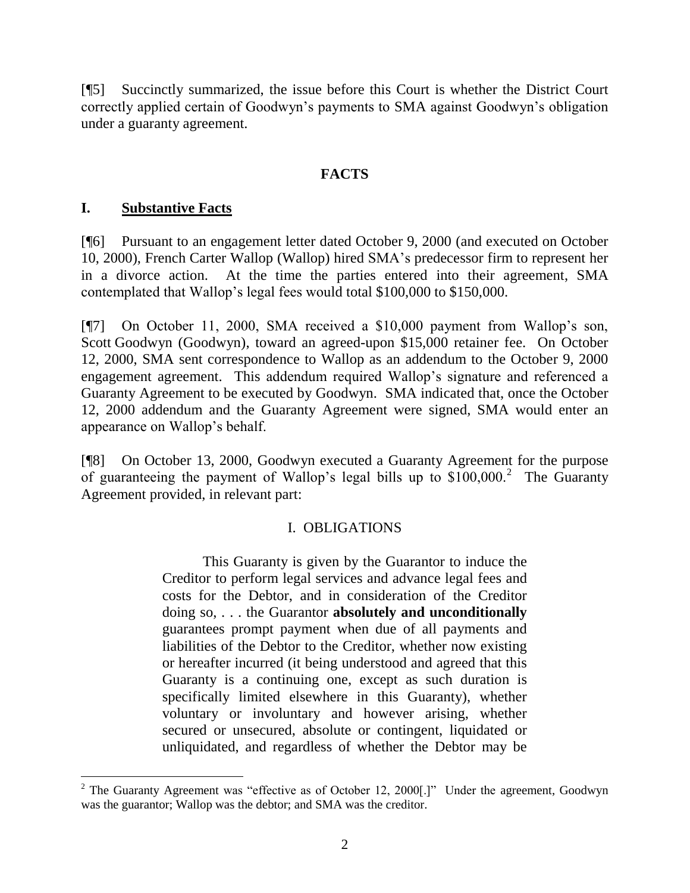[¶5] Succinctly summarized, the issue before this Court is whether the District Court correctly applied certain of Goodwyn's payments to SMA against Goodwyn's obligation under a guaranty agreement.

## FACTS

### I. Substantive Facts

[¶6] Pursuant to an engagement letter dated October 9, 2000 (and executed on October 10, 2000), French Carter Wallop (Wallop) hired SMA's predecessor firm to represent her in a divorce action. At the time the parties entered into their agreement, SMA contemplated that Wallop's legal fees would total $100,000 to $150,000.

[¶7] On October 11, 2000, SMA received a $10,000 payment from Wallop's son, Scott Goodwyn (Goodwyn), toward an agreed-upon $15,000 retainer fee. On October 12, 2000, SMA sent correspondence to Wallop as an addendum to the October 9, 2000 engagement agreement. This addendum required Wallop's signature and referenced a Guaranty Agreement to be executed by Goodwyn. SMA indicated that, once the October 12, 2000 addendum and the Guaranty Agreement were signed, SMA would enter an appearance on Wallop's behalf.

[¶8] On October 13, 2000, Goodwyn executed a Guaranty Agreement for the purpose of guaranteeing the payment of Wallop's legal bills up to $100,000.[2] The Guaranty Agreement provided, in relevant part:

> I. OBLIGATIONS
>
> This Guaranty is given by the Guarantor to induce the Creditor to perform legal services and advance legal fees and costs for the Debtor, and in consideration of the Creditor doing so, . . . the Guarantor **absolutely and unconditionally** guarantees prompt payment when due of all payments and liabilities of the Debtor to the Creditor, whether now existing or hereafter incurred (it being understood and agreed that this Guaranty is a continuing one, except as such duration is specifically limited elsewhere in this Guaranty), whether voluntary or involuntary and however arising, whether secured or unsecured, absolute or contingent, liquidated or unliquidated, and regardless of whether the Debtor may be

[2] The Guaranty Agreement was "effective as of October 12, 2000[.]" Under the agreement, Goodwyn was the guarantor; Wallop was the debtor; and SMA was the creditor.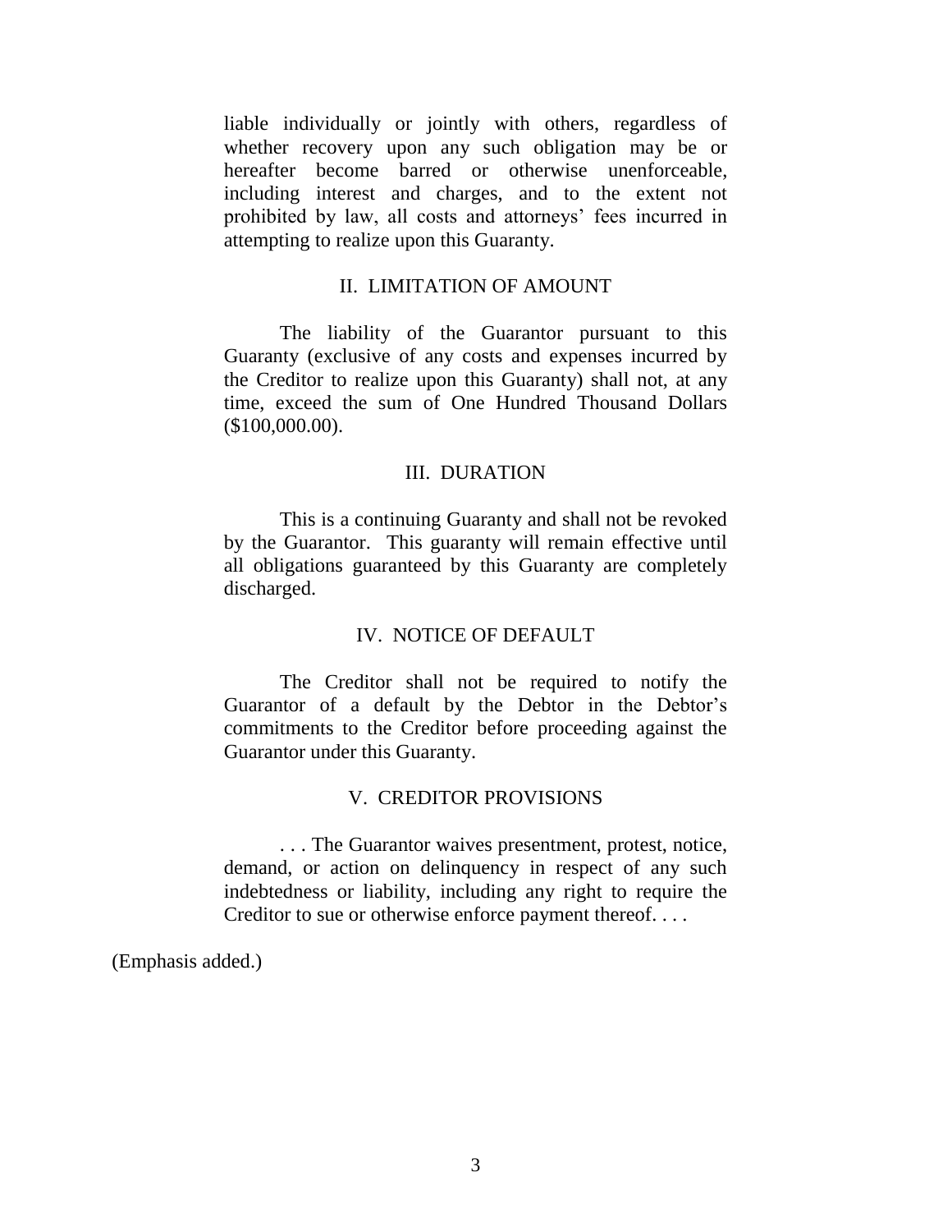liable individually or jointly with others, regardless of whether recovery upon any such obligation may be or hereafter become barred or otherwise unenforceable, including interest and charges, and to the extent not prohibited by law, all costs and attorneys' fees incurred in attempting to realize upon this Guaranty.

II. LIMITATION OF AMOUNT

The liability of the Guarantor pursuant to this Guaranty (exclusive of any costs and expenses incurred by the Creditor to realize upon this Guaranty) shall not, at any time, exceed the sum of One Hundred Thousand Dollars ($100,000.00).

III. DURATION

This is a continuing Guaranty and shall not be revoked by the Guarantor. This guaranty will remain effective until all obligations guaranteed by this Guaranty are completely discharged.

IV. NOTICE OF DEFAULT

The Creditor shall not be required to notify the Guarantor of a default by the Debtor in the Debtor's commitments to the Creditor before proceeding against the Guarantor under this Guaranty.

V. CREDITOR PROVISIONS

. . . The Guarantor waives presentment, protest, notice, demand, or action on delinquency in respect of any such indebtedness or liability, including any right to require the Creditor to sue or otherwise enforce payment thereof. . . .

(Emphasis added.)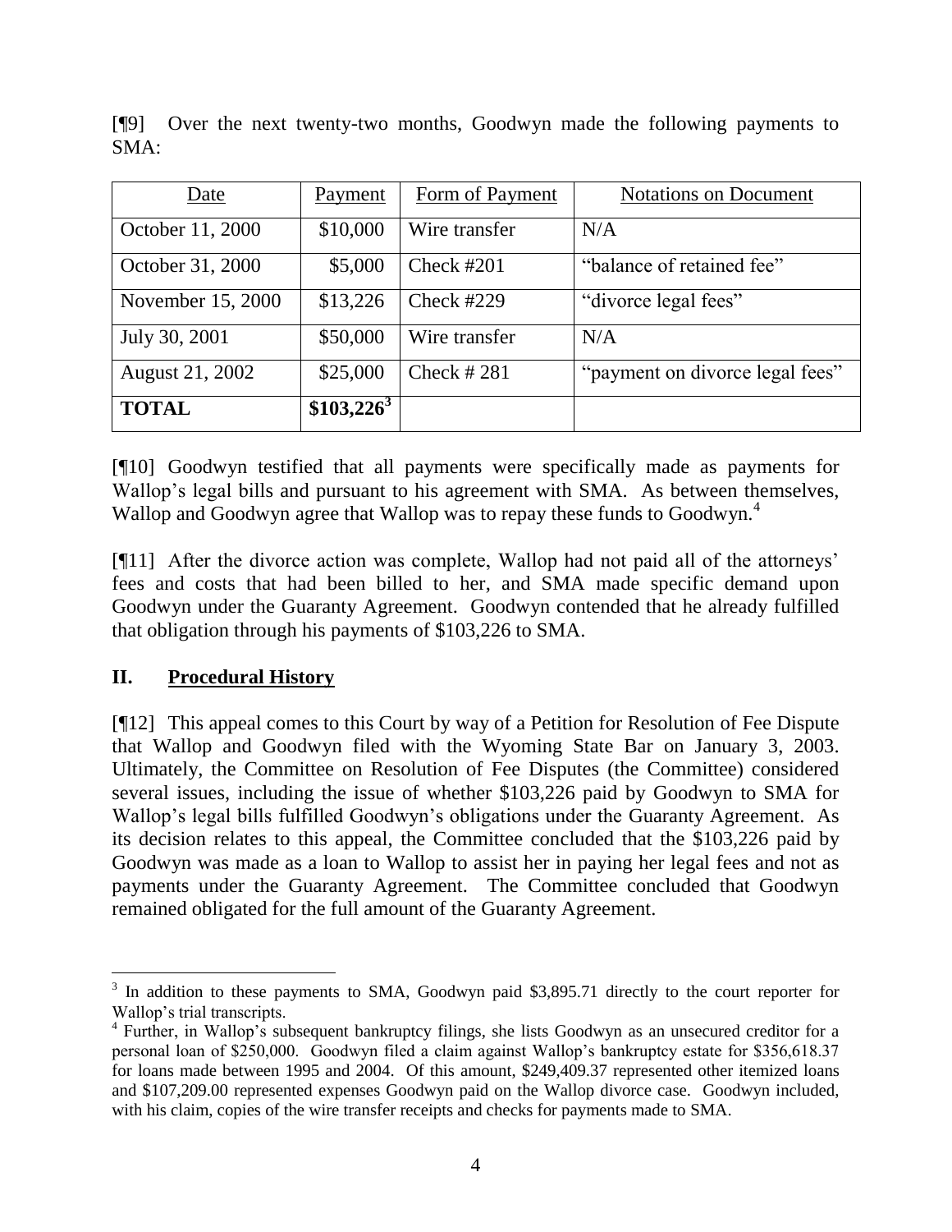[¶9] Over the next twenty-two months, Goodwyn made the following payments to SMA:

| Date | Payment | Form of Payment | Notations on Document |
|---|---|---|---|
| October 11, 2000 | $10,000 | Wire transfer | N/A |
| October 31, 2000 | $5,000 | Check #201 | "balance of retained fee" |
| November 15, 2000 | $13,226 | Check #229 | "divorce legal fees" |
| July 30, 2001 | $50,000 | Wire transfer | N/A |
| August 21, 2002 | $25,000 | Check # 281 | "payment on divorce legal fees" |
| **TOTAL** | **$103,226**[3] | | |

[¶10] Goodwyn testified that all payments were specifically made as payments for Wallop's legal bills and pursuant to his agreement with SMA. As between themselves, Wallop and Goodwyn agree that Wallop was to repay these funds to Goodwyn.[4]

[¶11] After the divorce action was complete, Wallop had not paid all of the attorneys' fees and costs that had been billed to her, and SMA made specific demand upon Goodwyn under the Guaranty Agreement. Goodwyn contended that he already fulfilled that obligation through his payments of $103,226 to SMA.

## II. Procedural History

[¶12] This appeal comes to this Court by way of a Petition for Resolution of Fee Dispute that Wallop and Goodwyn filed with the Wyoming State Bar on January 3, 2003. Ultimately, the Committee on Resolution of Fee Disputes (the Committee) considered several issues, including the issue of whether $103,226 paid by Goodwyn to SMA for Wallop's legal bills fulfilled Goodwyn's obligations under the Guaranty Agreement. As its decision relates to this appeal, the Committee concluded that the $103,226 paid by Goodwyn was made as a loan to Wallop to assist her in paying her legal fees and not as payments under the Guaranty Agreement. The Committee concluded that Goodwyn remained obligated for the full amount of the Guaranty Agreement.

[3] In addition to these payments to SMA, Goodwyn paid $3,895.71 directly to the court reporter for Wallop's trial transcripts.

[4] Further, in Wallop's subsequent bankruptcy filings, she lists Goodwyn as an unsecured creditor for a personal loan of $250,000. Goodwyn filed a claim against Wallop's bankruptcy estate for $356,618.37 for loans made between 1995 and 2004. Of this amount, $249,409.37 represented other itemized loans and $107,209.00 represented expenses Goodwyn paid on the Wallop divorce case. Goodwyn included, with his claim, copies of the wire transfer receipts and checks for payments made to SMA.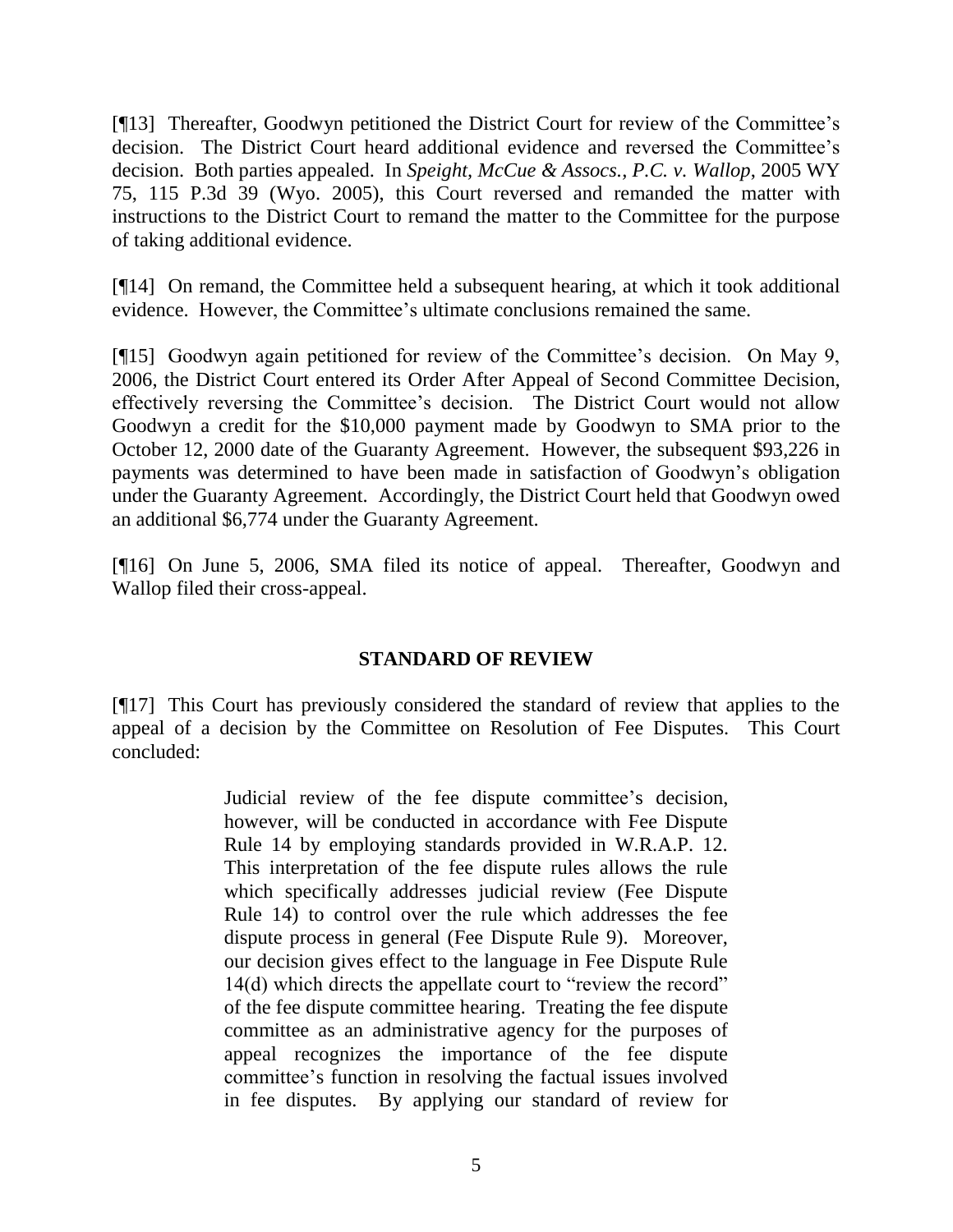[¶13] Thereafter, Goodwyn petitioned the District Court for review of the Committee's decision. The District Court heard additional evidence and reversed the Committee's decision. Both parties appealed. In *Speight, McCue & Assocs., P.C. v. Wallop*, 2005 WY 75, 115 P.3d 39 (Wyo. 2005), this Court reversed and remanded the matter with instructions to the District Court to remand the matter to the Committee for the purpose of taking additional evidence.

[¶14] On remand, the Committee held a subsequent hearing, at which it took additional evidence. However, the Committee's ultimate conclusions remained the same.

[¶15] Goodwyn again petitioned for review of the Committee's decision. On May 9, 2006, the District Court entered its Order After Appeal of Second Committee Decision, effectively reversing the Committee's decision. The District Court would not allow Goodwyn a credit for the $10,000 payment made by Goodwyn to SMA prior to the October 12, 2000 date of the Guaranty Agreement. However, the subsequent $93,226 in payments was determined to have been made in satisfaction of Goodwyn's obligation under the Guaranty Agreement. Accordingly, the District Court held that Goodwyn owed an additional $6,774 under the Guaranty Agreement.

[¶16] On June 5, 2006, SMA filed its notice of appeal. Thereafter, Goodwyn and Wallop filed their cross-appeal.

## STANDARD OF REVIEW

[¶17] This Court has previously considered the standard of review that applies to the appeal of a decision by the Committee on Resolution of Fee Disputes. This Court concluded:

> Judicial review of the fee dispute committee's decision, however, will be conducted in accordance with Fee Dispute Rule 14 by employing standards provided in W.R.A.P. 12. This interpretation of the fee dispute rules allows the rule which specifically addresses judicial review (Fee Dispute Rule 14) to control over the rule which addresses the fee dispute process in general (Fee Dispute Rule 9). Moreover, our decision gives effect to the language in Fee Dispute Rule 14(d) which directs the appellate court to "review the record" of the fee dispute committee hearing. Treating the fee dispute committee as an administrative agency for the purposes of appeal recognizes the importance of the fee dispute committee's function in resolving the factual issues involved in fee disputes. By applying our standard of review for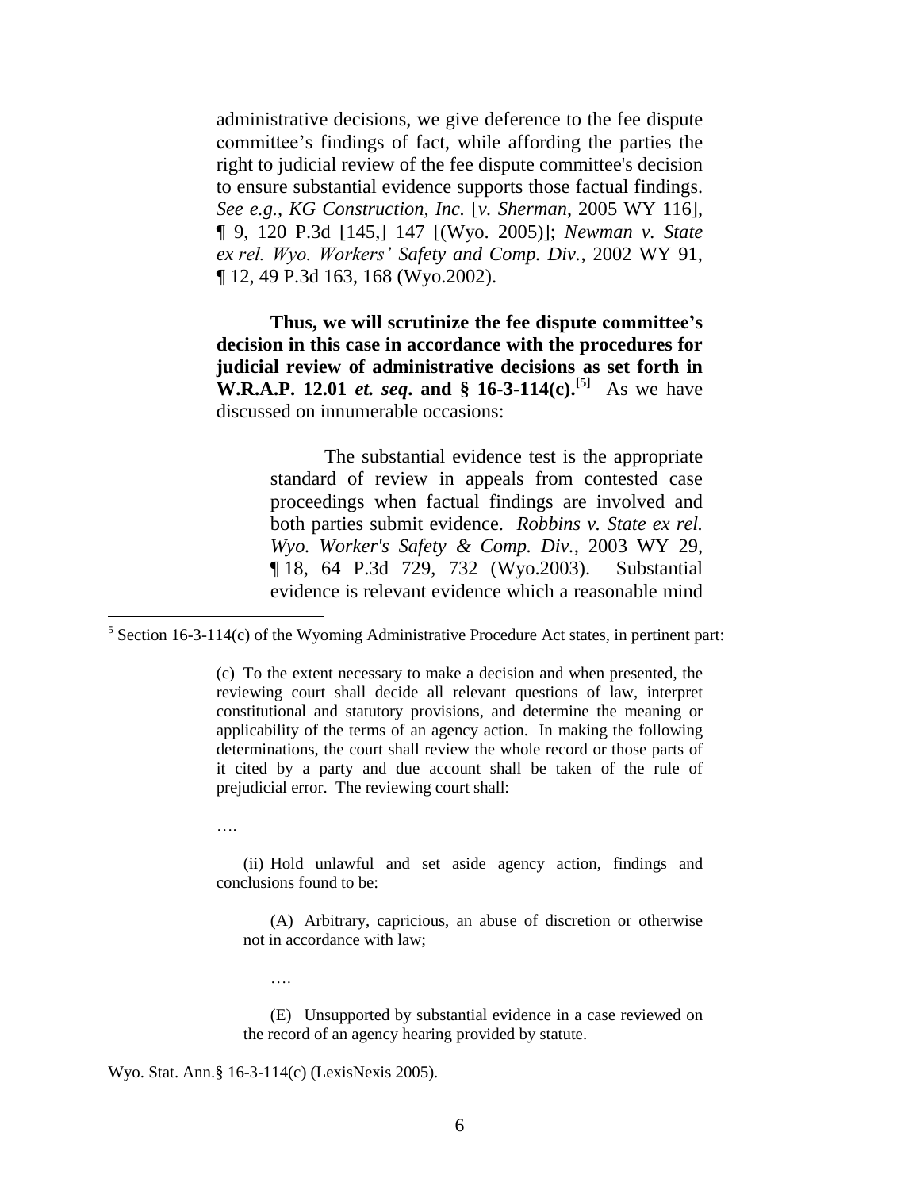administrative decisions, we give deference to the fee dispute committee's findings of fact, while affording the parties the right to judicial review of the fee dispute committee's decision to ensure substantial evidence supports those factual findings. *See e.g.*, *KG Construction, Inc.* [*v. Sherman*, 2005 WY 116], ¶ 9, 120 P.3d [145,] 147 [(Wyo. 2005)]; *Newman v. State ex rel. Wyo. Workers' Safety and Comp. Div.*, 2002 WY 91, ¶ 12, 49 P.3d 163, 168 (Wyo.2002).

> **Thus, we will scrutinize the fee dispute committee's decision in this case in accordance with the procedures for judicial review of administrative decisions as set forth in W.R.A.P. 12.01 *et. seq*. and § 16-3-114(c).[5]** As we have discussed on innumerable occasions:
>
> > The substantial evidence test is the appropriate standard of review in appeals from contested case proceedings when factual findings are involved and both parties submit evidence. *Robbins v. State ex rel. Wyo. Worker's Safety & Comp. Div.*, 2003 WY 29, ¶ 18, 64 P.3d 729, 732 (Wyo.2003). Substantial evidence is relevant evidence which a reasonable mind

---

[5] Section 16-3-114(c) of the Wyoming Administrative Procedure Act states, in pertinent part:

> (c) To the extent necessary to make a decision and when presented, the reviewing court shall decide all relevant questions of law, interpret constitutional and statutory provisions, and determine the meaning or applicability of the terms of an agency action. In making the following determinations, the court shall review the whole record or those parts of it cited by a party and due account shall be taken of the rule of prejudicial error. The reviewing court shall:
>
> ….
>
> (ii) Hold unlawful and set aside agency action, findings and conclusions found to be:
>
> > (A) Arbitrary, capricious, an abuse of discretion or otherwise not in accordance with law;
> >
> > ….
> >
> > (E) Unsupported by substantial evidence in a case reviewed on the record of an agency hearing provided by statute.

Wyo. Stat. Ann.§ 16-3-114(c) (LexisNexis 2005).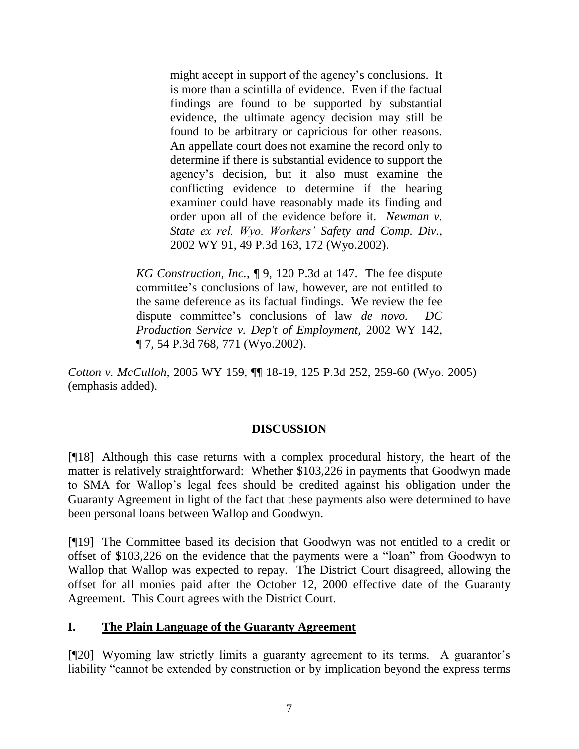> > might accept in support of the agency's conclusions. It is more than a scintilla of evidence. Even if the factual findings are found to be supported by substantial evidence, the ultimate agency decision may still be found to be arbitrary or capricious for other reasons. An appellate court does not examine the record only to determine if there is substantial evidence to support the agency's decision, but it also must examine the conflicting evidence to determine if the hearing examiner could have reasonably made its finding and order upon all of the evidence before it. *Newman v. State ex rel. Wyo. Workers' Safety and Comp. Div.*, 2002 WY 91, 49 P.3d 163, 172 (Wyo.2002).
>
> *KG Construction, Inc.*, ¶ 9, 120 P.3d at 147. The fee dispute committee's conclusions of law, however, are not entitled to the same deference as its factual findings. We review the fee dispute committee's conclusions of law *de novo. DC Production Service v. Dep't of Employment*, 2002 WY 142, ¶ 7, 54 P.3d 768, 771 (Wyo.2002).

*Cotton v. McCulloh*, 2005 WY 159, ¶¶ 18-19, 125 P.3d 252, 259-60 (Wyo. 2005) (emphasis added).

## DISCUSSION

[¶18] Although this case returns with a complex procedural history, the heart of the matter is relatively straightforward: Whether $103,226 in payments that Goodwyn made to SMA for Wallop's legal fees should be credited against his obligation under the Guaranty Agreement in light of the fact that these payments also were determined to have been personal loans between Wallop and Goodwyn.

[¶19] The Committee based its decision that Goodwyn was not entitled to a credit or offset of $103,226 on the evidence that the payments were a "loan" from Goodwyn to Wallop that Wallop was expected to repay. The District Court disagreed, allowing the offset for all monies paid after the October 12, 2000 effective date of the Guaranty Agreement. This Court agrees with the District Court.

### I. The Plain Language of the Guaranty Agreement

[¶20] Wyoming law strictly limits a guaranty agreement to its terms. A guarantor's liability "cannot be extended by construction or by implication beyond the express terms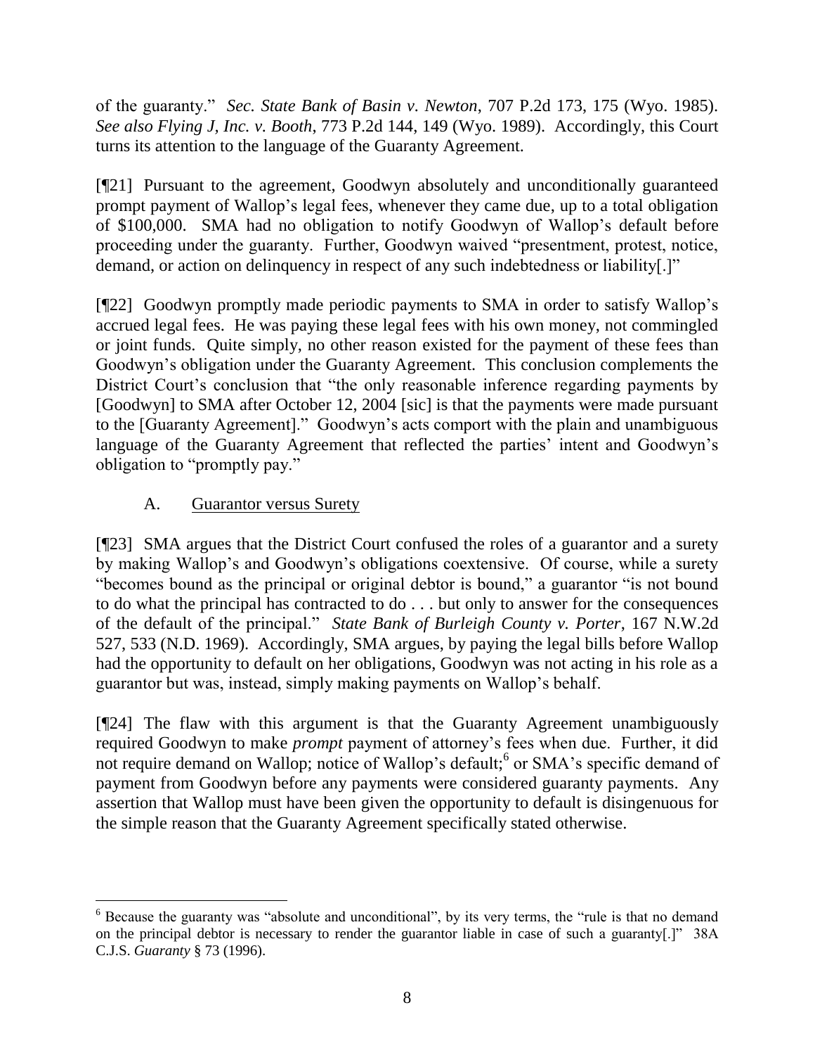of the guaranty." *Sec. State Bank of Basin v. Newton*, 707 P.2d 173, 175 (Wyo. 1985). *See also Flying J, Inc. v. Booth*, 773 P.2d 144, 149 (Wyo. 1989). Accordingly, this Court turns its attention to the language of the Guaranty Agreement.

[¶21] Pursuant to the agreement, Goodwyn absolutely and unconditionally guaranteed prompt payment of Wallop's legal fees, whenever they came due, up to a total obligation of $100,000. SMA had no obligation to notify Goodwyn of Wallop's default before proceeding under the guaranty. Further, Goodwyn waived "presentment, protest, notice, demand, or action on delinquency in respect of any such indebtedness or liability[.]"

[¶22] Goodwyn promptly made periodic payments to SMA in order to satisfy Wallop's accrued legal fees. He was paying these legal fees with his own money, not commingled or joint funds. Quite simply, no other reason existed for the payment of these fees than Goodwyn's obligation under the Guaranty Agreement. This conclusion complements the District Court's conclusion that "the only reasonable inference regarding payments by [Goodwyn] to SMA after October 12, 2004 [sic] is that the payments were made pursuant to the [Guaranty Agreement]." Goodwyn's acts comport with the plain and unambiguous language of the Guaranty Agreement that reflected the parties' intent and Goodwyn's obligation to "promptly pay."

### A. Guarantor versus Surety

[¶23] SMA argues that the District Court confused the roles of a guarantor and a surety by making Wallop's and Goodwyn's obligations coextensive. Of course, while a surety "becomes bound as the principal or original debtor is bound," a guarantor "is not bound to do what the principal has contracted to do . . . but only to answer for the consequences of the default of the principal." *State Bank of Burleigh County v. Porter*, 167 N.W.2d 527, 533 (N.D. 1969). Accordingly, SMA argues, by paying the legal bills before Wallop had the opportunity to default on her obligations, Goodwyn was not acting in his role as a guarantor but was, instead, simply making payments on Wallop's behalf.

[¶24] The flaw with this argument is that the Guaranty Agreement unambiguously required Goodwyn to make *prompt* payment of attorney's fees when due. Further, it did not require demand on Wallop; notice of Wallop's default;[6] or SMA's specific demand of payment from Goodwyn before any payments were considered guaranty payments. Any assertion that Wallop must have been given the opportunity to default is disingenuous for the simple reason that the Guaranty Agreement specifically stated otherwise.

---

[6] Because the guaranty was "absolute and unconditional", by its very terms, the "rule is that no demand on the principal debtor is necessary to render the guarantor liable in case of such a guaranty[.]" 38A C.J.S. *Guaranty* § 73 (1996).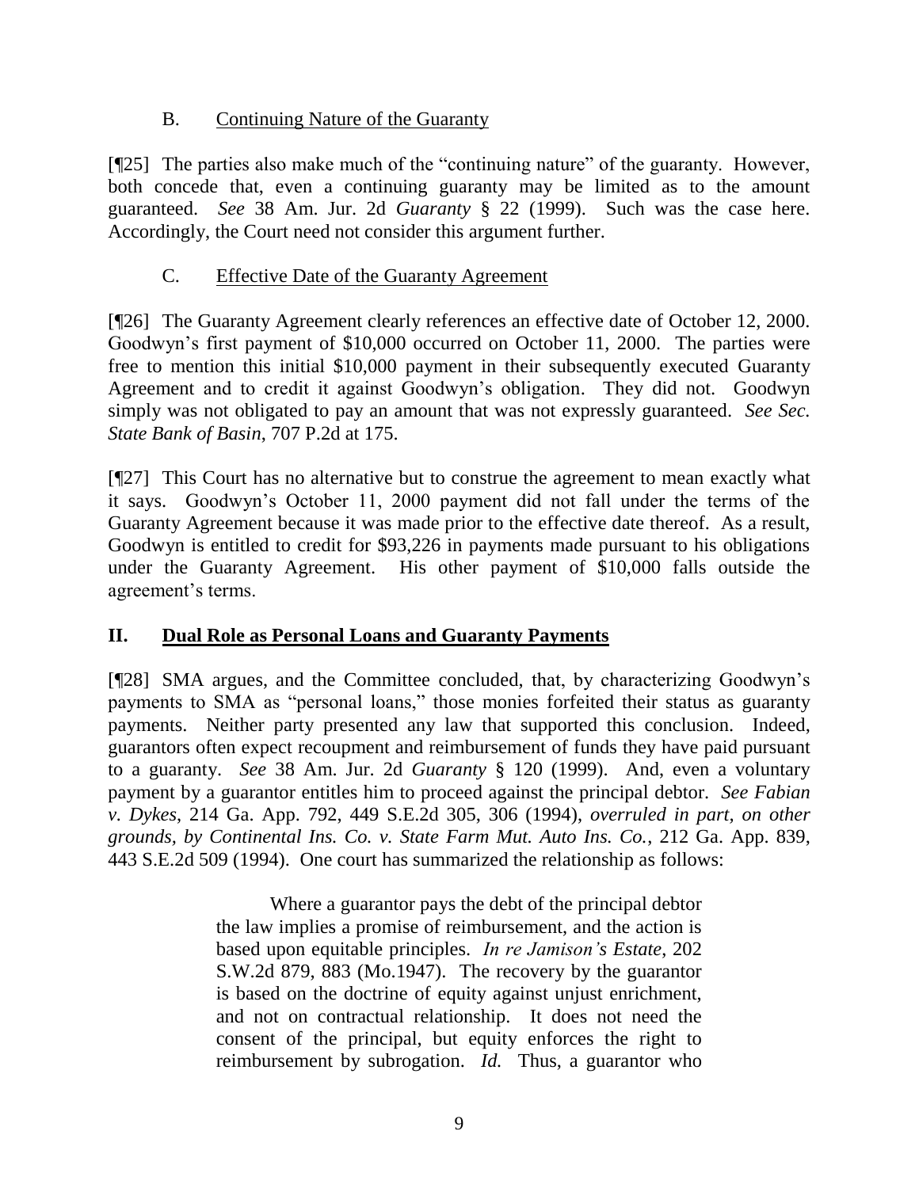### B. Continuing Nature of the Guaranty

[¶25] The parties also make much of the "continuing nature" of the guaranty. However, both concede that, even a continuing guaranty may be limited as to the amount guaranteed. *See* 38 Am. Jur. 2d *Guaranty* § 22 (1999). Such was the case here. Accordingly, the Court need not consider this argument further.

### C. Effective Date of the Guaranty Agreement

[¶26] The Guaranty Agreement clearly references an effective date of October 12, 2000. Goodwyn's first payment of $10,000 occurred on October 11, 2000. The parties were free to mention this initial $10,000 payment in their subsequently executed Guaranty Agreement and to credit it against Goodwyn's obligation. They did not. Goodwyn simply was not obligated to pay an amount that was not expressly guaranteed. *See Sec. State Bank of Basin*, 707 P.2d at 175.

[¶27] This Court has no alternative but to construe the agreement to mean exactly what it says. Goodwyn's October 11, 2000 payment did not fall under the terms of the Guaranty Agreement because it was made prior to the effective date thereof. As a result, Goodwyn is entitled to credit for $93,226 in payments made pursuant to his obligations under the Guaranty Agreement. His other payment of $10,000 falls outside the agreement's terms.

## II. Dual Role as Personal Loans and Guaranty Payments

[¶28] SMA argues, and the Committee concluded, that, by characterizing Goodwyn's payments to SMA as "personal loans," those monies forfeited their status as guaranty payments. Neither party presented any law that supported this conclusion. Indeed, guarantors often expect recoupment and reimbursement of funds they have paid pursuant to a guaranty. *See* 38 Am. Jur. 2d *Guaranty* § 120 (1999). And, even a voluntary payment by a guarantor entitles him to proceed against the principal debtor. *See Fabian v. Dykes*, 214 Ga. App. 792, 449 S.E.2d 305, 306 (1994), *overruled in part, on other grounds, by Continental Ins. Co. v. State Farm Mut. Auto Ins. Co.*, 212 Ga. App. 839, 443 S.E.2d 509 (1994). One court has summarized the relationship as follows:

> Where a guarantor pays the debt of the principal debtor the law implies a promise of reimbursement, and the action is based upon equitable principles. *In re Jamison's Estate*, 202 S.W.2d 879, 883 (Mo.1947). The recovery by the guarantor is based on the doctrine of equity against unjust enrichment, and not on contractual relationship. It does not need the consent of the principal, but equity enforces the right to reimbursement by subrogation. *Id.* Thus, a guarantor who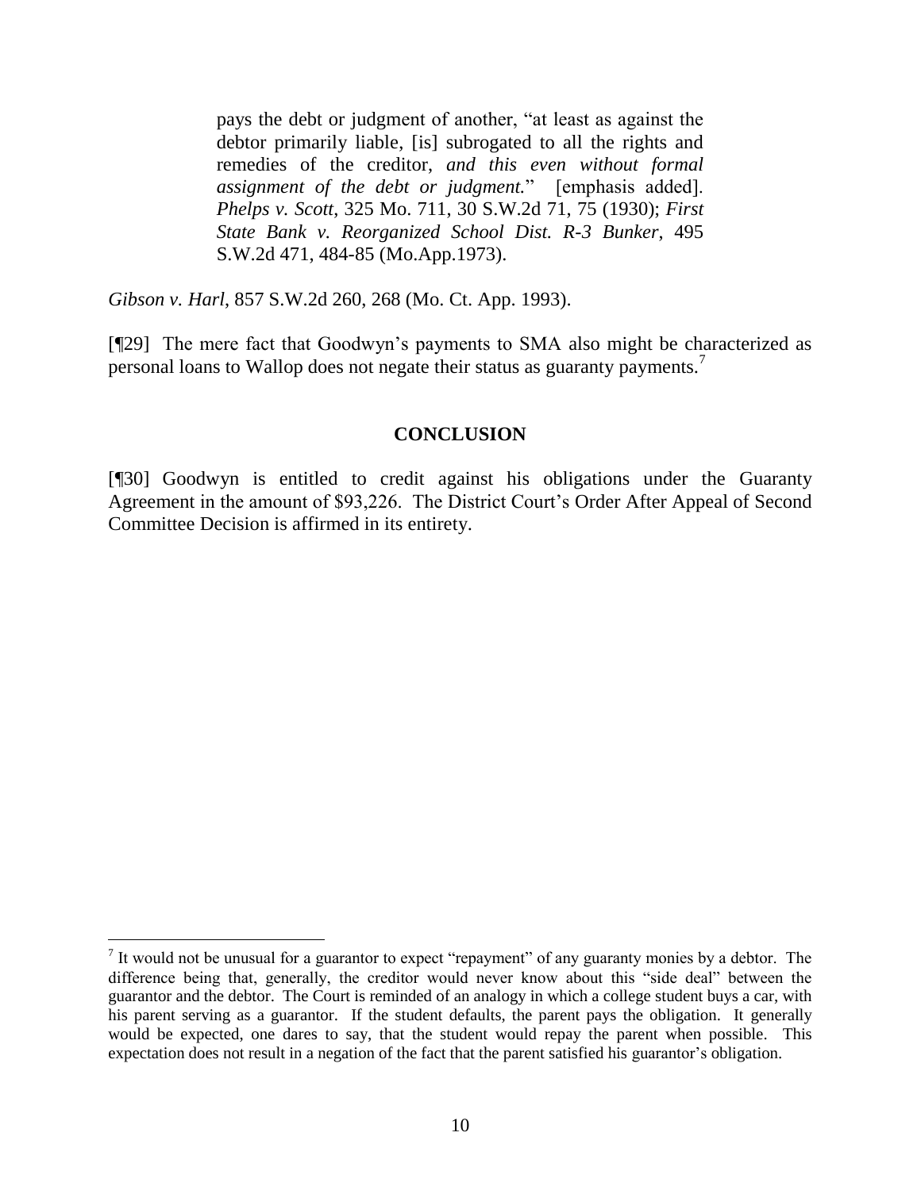> pays the debt or judgment of another, "at least as against the debtor primarily liable, [is] subrogated to all the rights and remedies of the creditor, *and this even without formal assignment of the debt or judgment.*" [emphasis added]. *Phelps v. Scott*, 325 Mo. 711, 30 S.W.2d 71, 75 (1930); *First State Bank v. Reorganized School Dist. R-3 Bunker*, 495 S.W.2d 471, 484-85 (Mo.App.1973).

*Gibson v. Harl*, 857 S.W.2d 260, 268 (Mo. Ct. App. 1993).

[¶29] The mere fact that Goodwyn's payments to SMA also might be characterized as personal loans to Wallop does not negate their status as guaranty payments.[7]

## CONCLUSION

[¶30] Goodwyn is entitled to credit against his obligations under the Guaranty Agreement in the amount of $93,226. The District Court's Order After Appeal of Second Committee Decision is affirmed in its entirety.

---

[7] It would not be unusual for a guarantor to expect "repayment" of any guaranty monies by a debtor. The difference being that, generally, the creditor would never know about this "side deal" between the guarantor and the debtor. The Court is reminded of an analogy in which a college student buys a car, with his parent serving as a guarantor. If the student defaults, the parent pays the obligation. It generally would be expected, one dares to say, that the student would repay the parent when possible. This expectation does not result in a negation of the fact that the parent satisfied his guarantor's obligation.